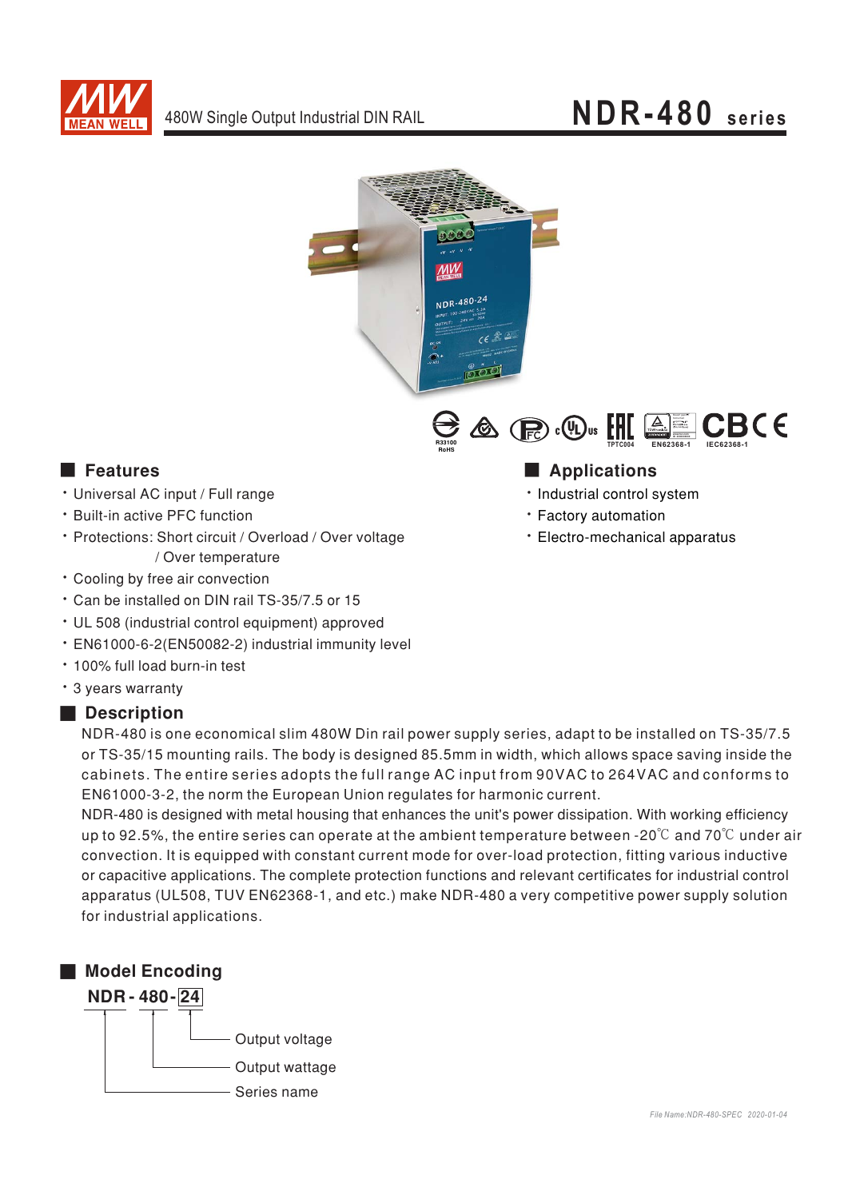# NDR-480 series

480W Single Output Industrial DIN RAIL

R33100 RoHS TPTC004 EN62368-1 IEC62368-1

## Features

- Universal AC input / Full range
- Built-in active PFC function
- Protections: Short circuit / Overload / Over voltage / Over temperature
- Cooling by free air convection
- Can be installed on DIN rail TS-35/7.5 or 15
- UL 508 (industrial control equipment) approved
- EN61000-6-2(EN50082-2) industrial immunity level
- 100% full load burn-in test
- 3 years warranty

## Applications

- Industrial control system
- Factory automation
- Electro-mechanical apparatus

## Description

NDR-480 is one economical slim 480W Din rail power supply series, adapt to be installed on TS-35/7.5 or TS-35/15 mounting rails. The body is designed 85.5mm in width, which allows space saving inside the cabinets. The entire series adopts the full range AC input from 90VAC to 264VAC and conforms to EN61000-3-2, the norm the European Union regulates for harmonic current.

NDR-480 is designed with metal housing that enhances the unit's power dissipation. With working efficiency up to 92.5%, the entire series can operate at the ambient temperature between -20℃ and 70℃ under air convection. It is equipped with constant current mode for over-load protection, fitting various inductive or capacitive applications. The complete protection functions and relevant certificates for industrial control apparatus (UL508, TUV EN62368-1, and etc.) make NDR-480 a very competitive power supply solution for industrial applications.

## Model Encoding

**NDR - 480 - 24**

- 24: Output voltage
- 480: Output wattage
- NDR: Series name

File Name:NDR-480-SPEC 2020-01-04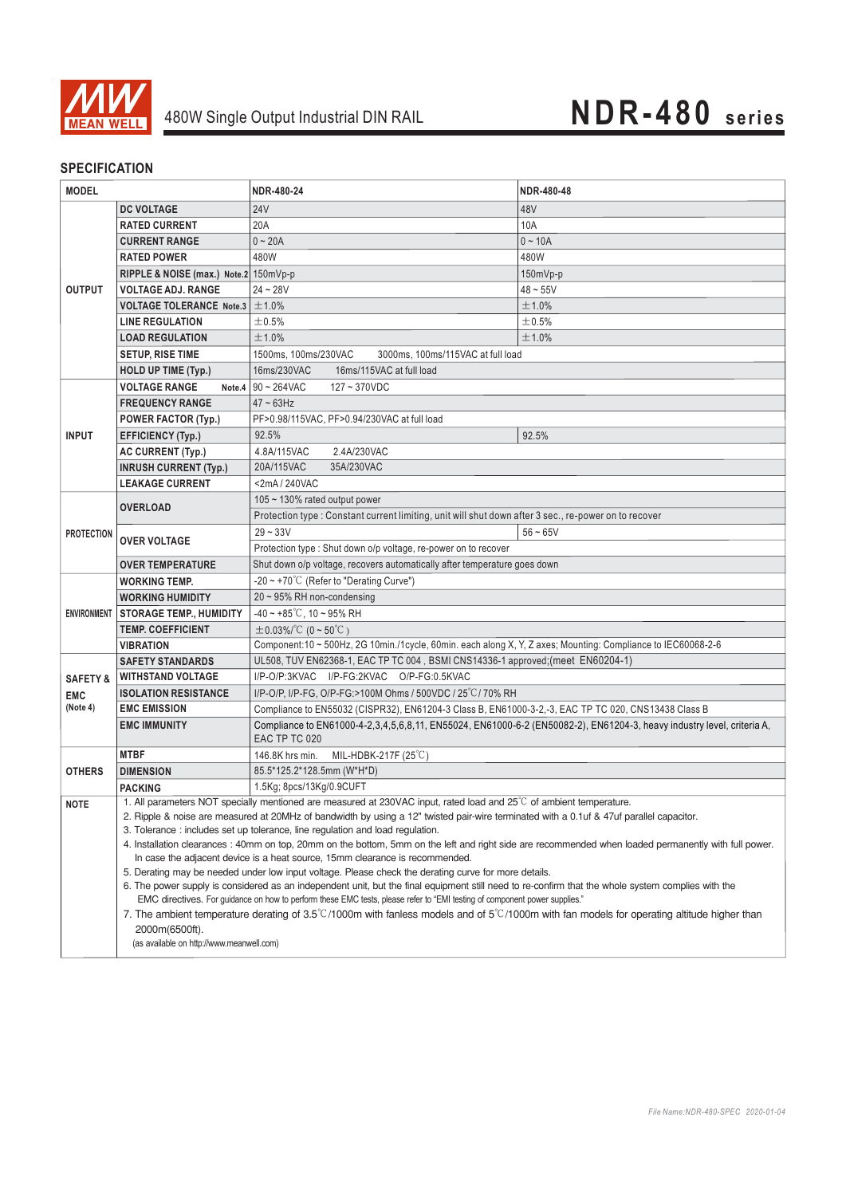480W Single Output Industrial DIN RAIL

# NDR-480 series

## SPECIFICATION

| MODEL | | NDR-480-24 | NDR-480-48 |
|---|---|---|---|
| OUTPUT | DC VOLTAGE | 24V | 48V |
| | RATED CURRENT | 20A | 10A |
| | CURRENT RANGE | 0 ~ 20A | 0 ~ 10A |
| | RATED POWER | 480W | 480W |
| | RIPPLE & NOISE (max.) Note.2 | 150mVp-p | 150mVp-p |
| | VOLTAGE ADJ. RANGE | 24 ~ 28V | 48 ~ 55V |
| | VOLTAGE TOLERANCE Note.3 | ±1.0% | ±1.0% |
| | LINE REGULATION | ±0.5% | ±0.5% |
| | LOAD REGULATION | ±1.0% | ±1.0% |
| | SETUP, RISE TIME | 1500ms, 100ms/230VAC 3000ms, 100ms/115VAC at full load | |
| | HOLD UP TIME (Typ.) | 16ms/230VAC 16ms/115VAC at full load | |
| INPUT | VOLTAGE RANGE Note.4 | 90 ~ 264VAC 127 ~ 370VDC | |
| | FREQUENCY RANGE | 47 ~ 63Hz | |
| | POWER FACTOR (Typ.) | PF>0.98/115VAC, PF>0.94/230VAC at full load | |
| | EFFICIENCY (Typ.) | 92.5% | 92.5% |
| | AC CURRENT (Typ.) | 4.8A/115VAC 2.4A/230VAC | |
| | INRUSH CURRENT (Typ.) | 20A/115VAC 35A/230VAC | |
| | LEAKAGE CURRENT | <2mA / 240VAC | |
| PROTECTION | OVERLOAD | 105 ~ 130% rated output power | |
| | | Protection type : Constant current limiting, unit will shut down after 3 sec., re-power on to recover | |
| | OVER VOLTAGE | 29 ~ 33V | 56 ~ 65V |
| | | Protection type : Shut down o/p voltage, re-power on to recover | |
| | OVER TEMPERATURE | Shut down o/p voltage, recovers automatically after temperature goes down | |
| ENVIRONMENT | WORKING TEMP. | -20 ~ +70℃ (Refer to "Derating Curve") | |
| | WORKING HUMIDITY | 20 ~ 95% RH non-condensing | |
| | STORAGE TEMP., HUMIDITY | -40 ~ +85℃, 10 ~ 95% RH | |
| | TEMP. COEFFICIENT | ±0.03%/℃ (0 ~ 50℃) | |
| | VIBRATION | Component:10 ~ 500Hz, 2G 10min./1cycle, 60min. each along X, Y, Z axes; Mounting: Compliance to IEC60068-2-6 | |
| SAFETY & EMC (Note 4) | SAFETY STANDARDS | UL508, TUV EN62368-1, EAC TP TC 004 , BSMI CNS14336-1 approved;(meet EN60204-1) | |
| | WITHSTAND VOLTAGE | I/P-O/P:3KVAC I/P-FG:2KVAC O/P-FG:0.5KVAC | |
| | ISOLATION RESISTANCE | I/P-O/P, I/P-FG, O/P-FG:>100M Ohms / 500VDC / 25℃/ 70% RH | |
| | EMC EMISSION | Compliance to EN55032 (CISPR32), EN61204-3 Class B, EN61000-3-2,-3, EAC TP TC 020, CNS13438 Class B | |
| | EMC IMMUNITY | Compliance to EN61000-4-2,3,4,5,6,8,11, EN55024, EN61000-6-2 (EN50082-2), EN61204-3, heavy industry level, criteria A, EAC TP TC 020 | |
| OTHERS | MTBF | 146.8K hrs min. MIL-HDBK-217F (25℃) | |
| | DIMENSION | 85.5*125.2*128.5mm (W*H*D) | |
| | PACKING | 1.5Kg; 8pcs/13Kg/0.9CUFT | |

**NOTE**

1. All parameters NOT specially mentioned are measured at 230VAC input, rated load and 25℃ of ambient temperature.
2. Ripple & noise are measured at 20MHz of bandwidth by using a 12" twisted pair-wire terminated with a 0.1uf & 47uf parallel capacitor.
3. Tolerance : includes set up tolerance, line regulation and load regulation.
4. Installation clearances : 40mm on top, 20mm on the bottom, 5mm on the left and right side are recommended when loaded permanently with full power. In case the adjacent device is a heat source, 15mm clearance is recommended.
5. Derating may be needed under low input voltage. Please check the derating curve for more details.
6. The power supply is considered as an independent unit, but the final equipment still need to re-confirm that the whole system complies with the EMC directives. For guidance on how to perform these EMC tests, please refer to "EMI testing of component power supplies."
7. The ambient temperature derating of 3.5℃/1000m with fanless models and of 5℃/1000m with fan models for operating altitude higher than 2000m(6500ft).
   (as available on http://www.meanwell.com)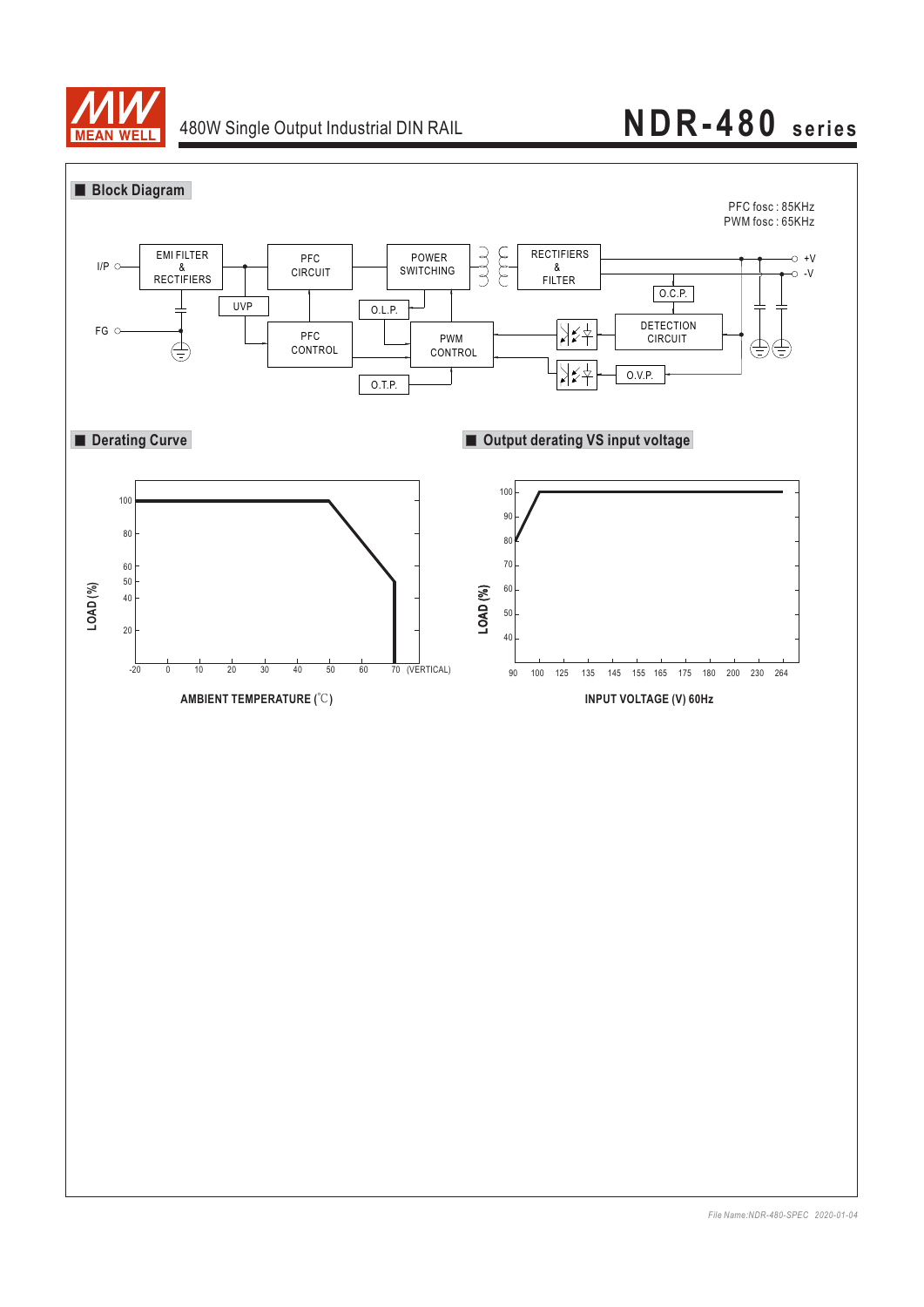## Block Diagram

PFC fosc : 85KHz
PWM fosc : 65KHz

I/P
FG
EMI FILTER & RECTIFIERS
UVP
PFC CIRCUIT
PFC CONTROL
POWER SWITCHING
O.L.P.
O.T.P.
PWM CONTROL
RECTIFIERS & FILTER
O.C.P.
DETECTION CIRCUIT
O.V.P.
+V
-V

## Derating Curve

LOAD (%)
100
80
60
50
40
20
-20 0 10 20 30 40 50 60 70 (VERTICAL)
AMBIENT TEMPERATURE (℃)

## Output derating VS input voltage

LOAD (%)
100
90
80
70
60
50
40
90 100 125 135 145 155 165 175 180 200 230 264
INPUT VOLTAGE (V) 60Hz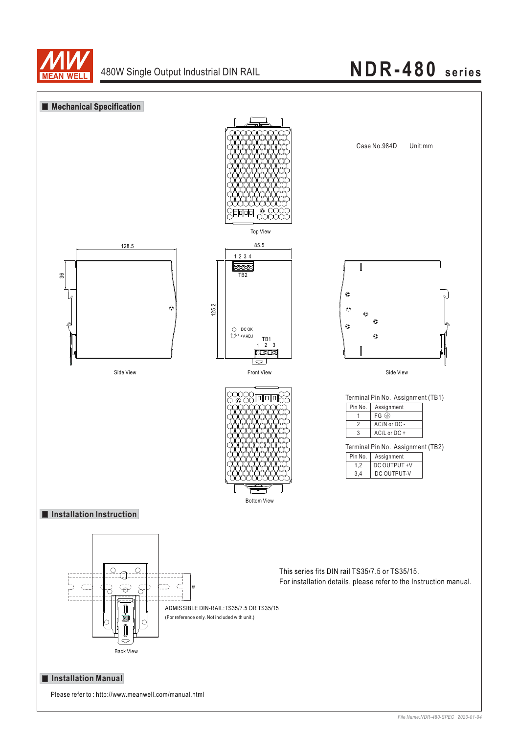480W Single Output Industrial DIN RAIL

# NDR-480 series

## Mechanical Specification

Case No.984D　　Unit:mm

Top View

128.5

36

Side View

85.5

1 2 3 4

TB2

125.2

DC OK

+V ADJ

TB1

1　2　3

Front View

Side View

Bottom View

Terminal Pin No. Assignment (TB1)

| Pin No. | Assignment |
|---|---|
| 1 | FG ⏚ |
| 2 | AC/N or DC - |
| 3 | AC/L or DC + |

Terminal Pin No. Assignment (TB2)

| Pin No. | Assignment |
|---|---|
| 1,2 | DC OUTPUT +V |
| 3,4 | DC OUTPUT-V |

## Installation Instruction

35

ADMISSIBLE DIN-RAIL:TS35/7.5 OR TS35/15

(For reference only. Not included with unit.)

Back View

This series fits DIN rail TS35/7.5 or TS35/15.
For installation details, please refer to the Instruction manual.

## Installation Manual

Please refer to : http://www.meanwell.com/manual.html